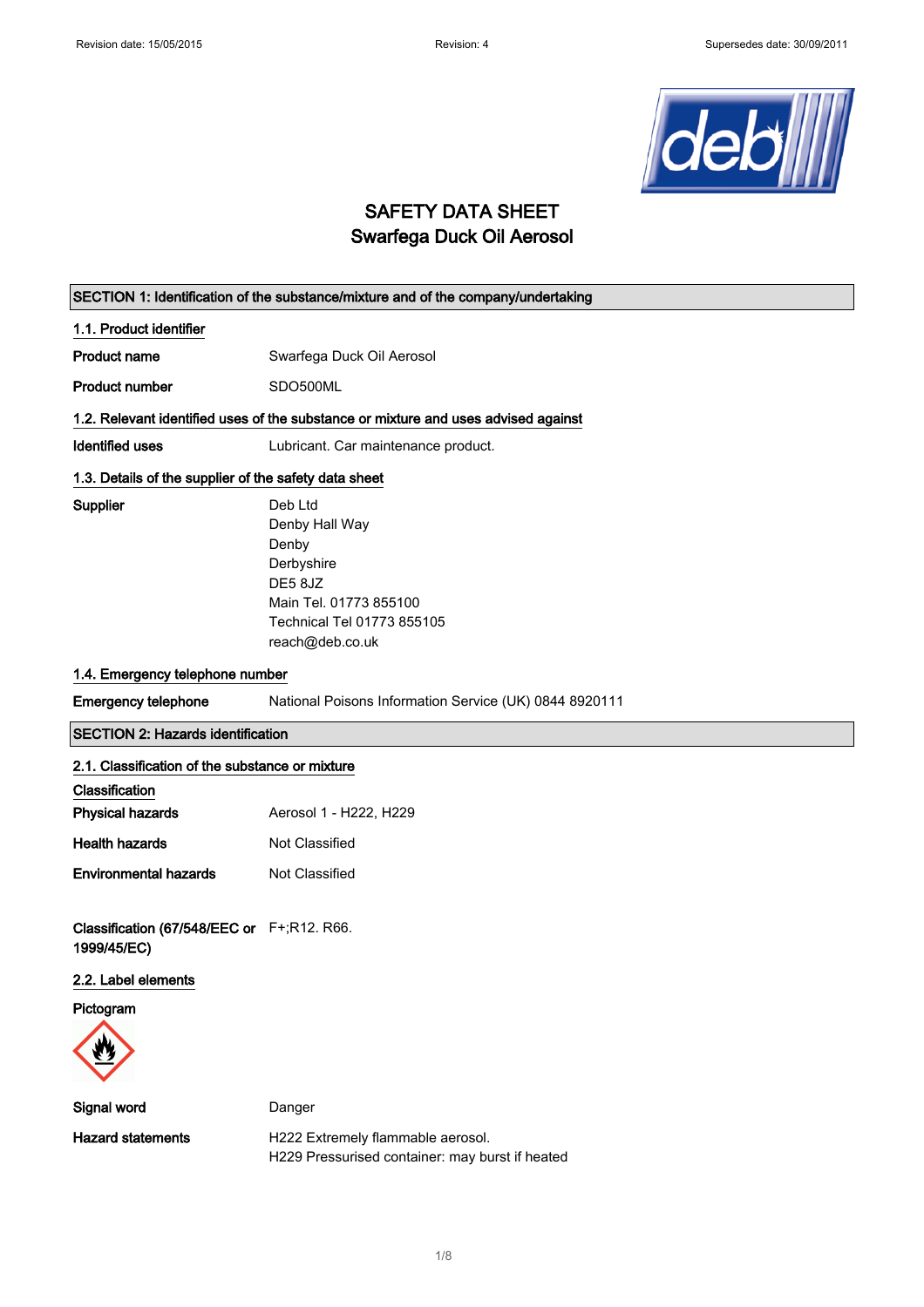Revision date: 15/05/2015 Revision: 4 Supersedes date: 30/09/2011

# SAFETY DATA SHEET
# Swarfega Duck Oil Aerosol

## SECTION 1: Identification of the substance/mixture and of the company/undertaking

### 1.1. Product identifier

| | |
|---|---|
| **Product name** | Swarfega Duck Oil Aerosol |
| **Product number** | SDO500ML |

### 1.2. Relevant identified uses of the substance or mixture and uses advised against

| | |
|---|---|
| **Identified uses** | Lubricant. Car maintenance product. |

### 1.3. Details of the supplier of the safety data sheet

**Supplier**

Deb Ltd
Denby Hall Way
Denby
Derbyshire
DE5 8JZ
Main Tel. 01773 855100
Technical Tel 01773 855105
reach@deb.co.uk

### 1.4. Emergency telephone number

| | |
|---|---|
| **Emergency telephone** | National Poisons Information Service (UK) 0844 8920111 |

## SECTION 2: Hazards identification

### 2.1. Classification of the substance or mixture

**Classification**

| | |
|---|---|
| **Physical hazards** | Aerosol 1 - H222, H229 |
| **Health hazards** | Not Classified |
| **Environmental hazards** | Not Classified |
| **Classification (67/548/EEC or 1999/45/EC)** | F+;R12. R66. |

### 2.2. Label elements

**Pictogram**

| | |
|---|---|
| **Signal word** | Danger |
| **Hazard statements** | H222 Extremely flammable aerosol.<br>H229 Pressurised container: may burst if heated |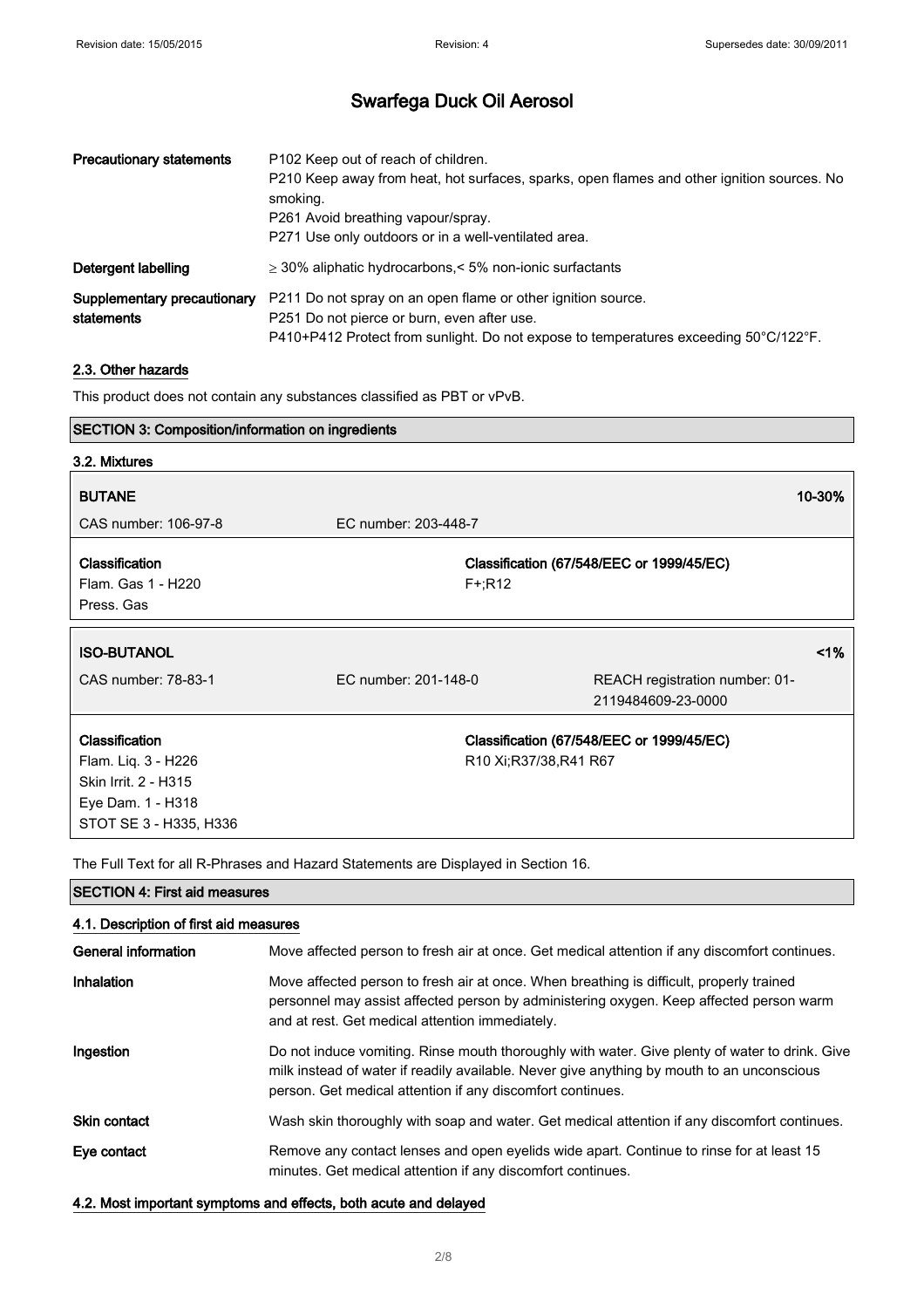| | |
|---|---|
| **Precautionary statements** | P102 Keep out of reach of children.<br>P210 Keep away from heat, hot surfaces, sparks, open flames and other ignition sources. No smoking.<br>P261 Avoid breathing vapour/spray.<br>P271 Use only outdoors or in a well-ventilated area. |
| **Detergent labelling** | ≥ 30% aliphatic hydrocarbons,< 5% non-ionic surfactants |
| **Supplementary precautionary statements** | P211 Do not spray on an open flame or other ignition source.<br>P251 Do not pierce or burn, even after use.<br>P410+P412 Protect from sunlight. Do not expose to temperatures exceeding 50°C/122°F. |

### 2.3. Other hazards

This product does not contain any substances classified as PBT or vPvB.

## SECTION 3: Composition/information on ingredients

### 3.2. Mixtures

| **BUTANE** | | **10-30%** |
|---|---|---|
| CAS number: 106-97-8 | EC number: 203-448-7 | |
| **Classification**<br>Flam. Gas 1 - H220<br>Press. Gas | **Classification (67/548/EEC or 1999/45/EC)**<br>F+;R12 | |

| **ISO-BUTANOL** | | **<1%** |
|---|---|---|
| CAS number: 78-83-1 | EC number: 201-148-0 | REACH registration number: 01-2119484609-23-0000 |
| **Classification**<br>Flam. Liq. 3 - H226<br>Skin Irrit. 2 - H315<br>Eye Dam. 1 - H318<br>STOT SE 3 - H335, H336 | **Classification (67/548/EEC or 1999/45/EC)**<br>R10 Xi;R37/38,R41 R67 | |

The Full Text for all R-Phrases and Hazard Statements are Displayed in Section 16.

## SECTION 4: First aid measures

### 4.1. Description of first aid measures

| | |
|---|---|
| **General information** | Move affected person to fresh air at once. Get medical attention if any discomfort continues. |
| **Inhalation** | Move affected person to fresh air at once. When breathing is difficult, properly trained personnel may assist affected person by administering oxygen. Keep affected person warm and at rest. Get medical attention immediately. |
| **Ingestion** | Do not induce vomiting. Rinse mouth thoroughly with water. Give plenty of water to drink. Give milk instead of water if readily available. Never give anything by mouth to an unconscious person. Get medical attention if any discomfort continues. |
| **Skin contact** | Wash skin thoroughly with soap and water. Get medical attention if any discomfort continues. |
| **Eye contact** | Remove any contact lenses and open eyelids wide apart. Continue to rinse for at least 15 minutes. Get medical attention if any discomfort continues. |

### 4.2. Most important symptoms and effects, both acute and delayed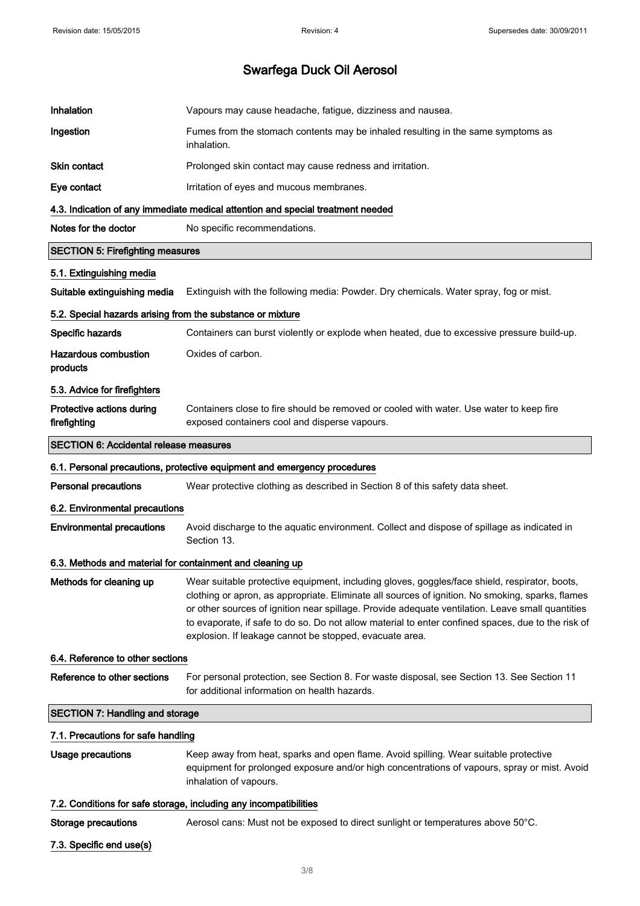| | |
|---|---|
| **Inhalation** | Vapours may cause headache, fatigue, dizziness and nausea. |
| **Ingestion** | Fumes from the stomach contents may be inhaled resulting in the same symptoms as inhalation. |
| **Skin contact** | Prolonged skin contact may cause redness and irritation. |
| **Eye contact** | Irritation of eyes and mucous membranes. |

### 4.3. Indication of any immediate medical attention and special treatment needed

| | |
|---|---|
| **Notes for the doctor** | No specific recommendations. |

## SECTION 5: Firefighting measures

### 5.1. Extinguishing media

| | |
|---|---|
| **Suitable extinguishing media** | Extinguish with the following media: Powder. Dry chemicals. Water spray, fog or mist. |

### 5.2. Special hazards arising from the substance or mixture

| | |
|---|---|
| **Specific hazards** | Containers can burst violently or explode when heated, due to excessive pressure build-up. |
| **Hazardous combustion products** | Oxides of carbon. |

### 5.3. Advice for firefighters

| | |
|---|---|
| **Protective actions during firefighting** | Containers close to fire should be removed or cooled with water. Use water to keep fire exposed containers cool and disperse vapours. |

## SECTION 6: Accidental release measures

### 6.1. Personal precautions, protective equipment and emergency procedures

| | |
|---|---|
| **Personal precautions** | Wear protective clothing as described in Section 8 of this safety data sheet. |

### 6.2. Environmental precautions

| | |
|---|---|
| **Environmental precautions** | Avoid discharge to the aquatic environment. Collect and dispose of spillage as indicated in Section 13. |

### 6.3. Methods and material for containment and cleaning up

| | |
|---|---|
| **Methods for cleaning up** | Wear suitable protective equipment, including gloves, goggles/face shield, respirator, boots, clothing or apron, as appropriate. Eliminate all sources of ignition. No smoking, sparks, flames or other sources of ignition near spillage. Provide adequate ventilation. Leave small quantities to evaporate, if safe to do so. Do not allow material to enter confined spaces, due to the risk of explosion. If leakage cannot be stopped, evacuate area. |

### 6.4. Reference to other sections

| | |
|---|---|
| **Reference to other sections** | For personal protection, see Section 8. For waste disposal, see Section 13. See Section 11 for additional information on health hazards. |

## SECTION 7: Handling and storage

### 7.1. Precautions for safe handling

| | |
|---|---|
| **Usage precautions** | Keep away from heat, sparks and open flame. Avoid spilling. Wear suitable protective equipment for prolonged exposure and/or high concentrations of vapours, spray or mist. Avoid inhalation of vapours. |

### 7.2. Conditions for safe storage, including any incompatibilities

| | |
|---|---|
| **Storage precautions** | Aerosol cans: Must not be exposed to direct sunlight or temperatures above 50°C. |

### 7.3. Specific end use(s)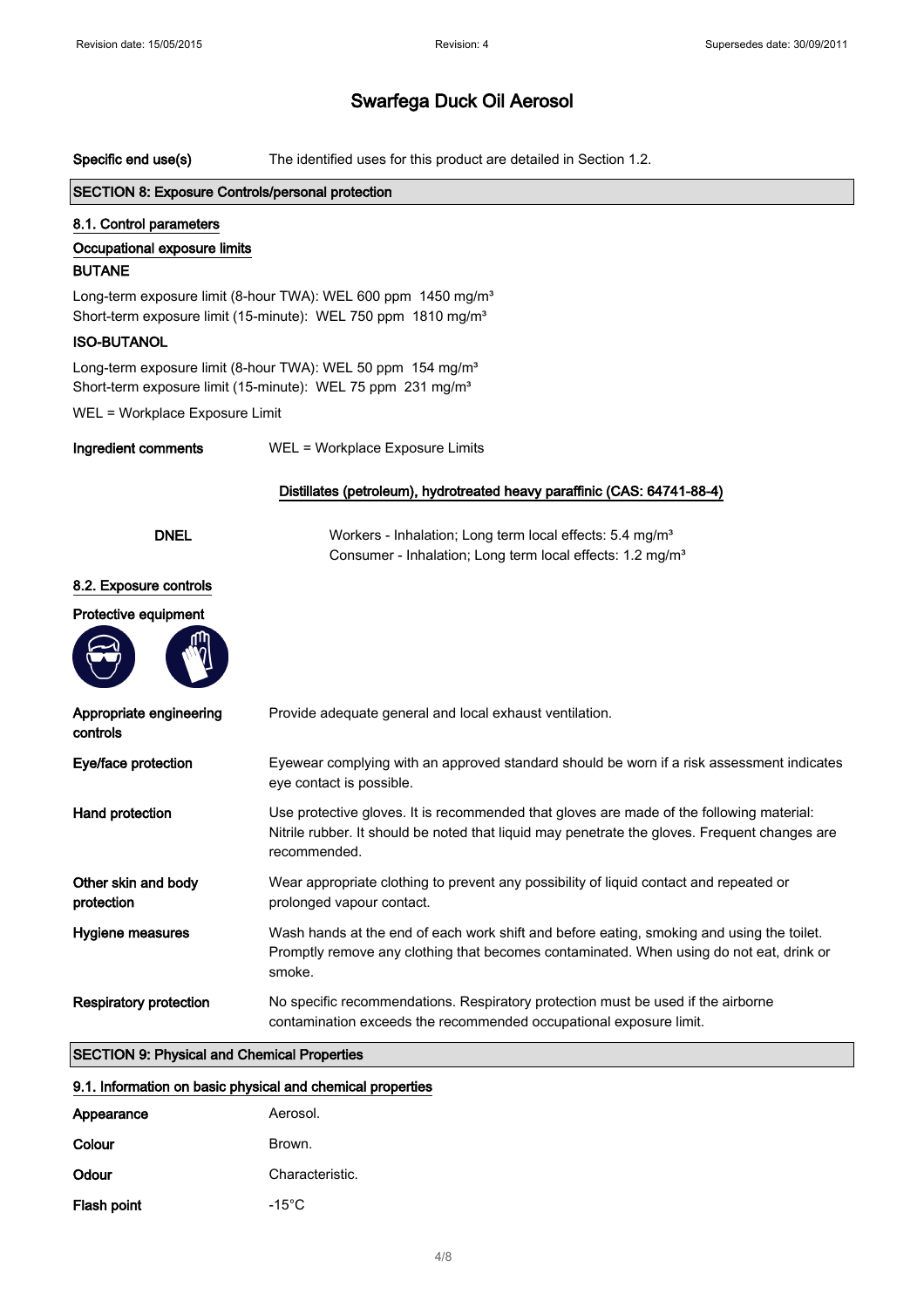# Swarfega Duck Oil Aerosol

**Specific end use(s)** The identified uses for this product are detailed in Section 1.2.

## SECTION 8: Exposure Controls/personal protection

### 8.1. Control parameters

**Occupational exposure limits**

**BUTANE**

Long-term exposure limit (8-hour TWA): WEL 600 ppm 1450 mg/m³
Short-term exposure limit (15-minute): WEL 750 ppm 1810 mg/m³

**ISO-BUTANOL**

Long-term exposure limit (8-hour TWA): WEL 50 ppm 154 mg/m³
Short-term exposure limit (15-minute): WEL 75 ppm 231 mg/m³

WEL = Workplace Exposure Limit

**Ingredient comments** WEL = Workplace Exposure Limits

**Distillates (petroleum), hydrotreated heavy paraffinic (CAS: 64741-88-4)**

**DNEL** Workers - Inhalation; Long term local effects: 5.4 mg/m³
Consumer - Inhalation; Long term local effects: 1.2 mg/m³

### 8.2. Exposure controls

**Protective equipment**

**Appropriate engineering controls** Provide adequate general and local exhaust ventilation.

**Eye/face protection** Eyewear complying with an approved standard should be worn if a risk assessment indicates eye contact is possible.

**Hand protection** Use protective gloves. It is recommended that gloves are made of the following material: Nitrile rubber. It should be noted that liquid may penetrate the gloves. Frequent changes are recommended.

**Other skin and body protection** Wear appropriate clothing to prevent any possibility of liquid contact and repeated or prolonged vapour contact.

**Hygiene measures** Wash hands at the end of each work shift and before eating, smoking and using the toilet. Promptly remove any clothing that becomes contaminated. When using do not eat, drink or smoke.

**Respiratory protection** No specific recommendations. Respiratory protection must be used if the airborne contamination exceeds the recommended occupational exposure limit.

## SECTION 9: Physical and Chemical Properties

### 9.1. Information on basic physical and chemical properties

**Appearance** Aerosol.

**Colour** Brown.

**Odour** Characteristic.

**Flash point** -15°C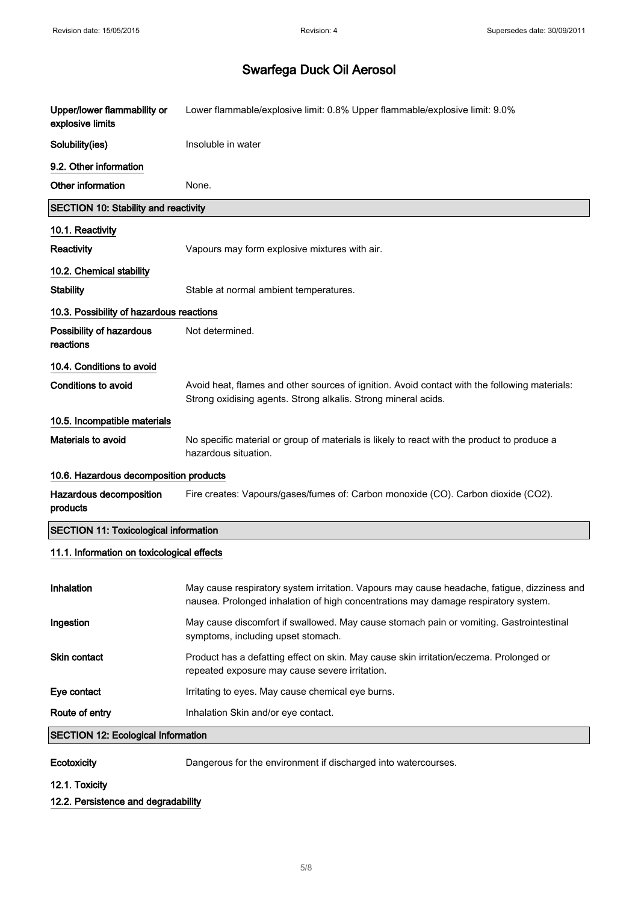| | |
|---|---|
| **Upper/lower flammability or explosive limits** | Lower flammable/explosive limit: 0.8% Upper flammable/explosive limit: 9.0% |
| **Solubility(ies)** | Insoluble in water |

### 9.2. Other information

| | |
|---|---|
| **Other information** | None. |

## SECTION 10: Stability and reactivity

### 10.1. Reactivity

| | |
|---|---|
| **Reactivity** | Vapours may form explosive mixtures with air. |

### 10.2. Chemical stability

| | |
|---|---|
| **Stability** | Stable at normal ambient temperatures. |

### 10.3. Possibility of hazardous reactions

| | |
|---|---|
| **Possibility of hazardous reactions** | Not determined. |

### 10.4. Conditions to avoid

| | |
|---|---|
| **Conditions to avoid** | Avoid heat, flames and other sources of ignition. Avoid contact with the following materials: Strong oxidising agents. Strong alkalis. Strong mineral acids. |

### 10.5. Incompatible materials

| | |
|---|---|
| **Materials to avoid** | No specific material or group of materials is likely to react with the product to produce a hazardous situation. |

### 10.6. Hazardous decomposition products

| | |
|---|---|
| **Hazardous decomposition products** | Fire creates: Vapours/gases/fumes of: Carbon monoxide (CO). Carbon dioxide ($CO_2$). |

## SECTION 11: Toxicological information

### 11.1. Information on toxicological effects

| | |
|---|---|
| **Inhalation** | May cause respiratory system irritation. Vapours may cause headache, fatigue, dizziness and nausea. Prolonged inhalation of high concentrations may damage respiratory system. |
| **Ingestion** | May cause discomfort if swallowed. May cause stomach pain or vomiting. Gastrointestinal symptoms, including upset stomach. |
| **Skin contact** | Product has a defatting effect on skin. May cause skin irritation/eczema. Prolonged or repeated exposure may cause severe irritation. |
| **Eye contact** | Irritating to eyes. May cause chemical eye burns. |
| **Route of entry** | Inhalation Skin and/or eye contact. |

## SECTION 12: Ecological Information

| | |
|---|---|
| **Ecotoxicity** | Dangerous for the environment if discharged into watercourses. |

### 12.1. Toxicity

### 12.2. Persistence and degradability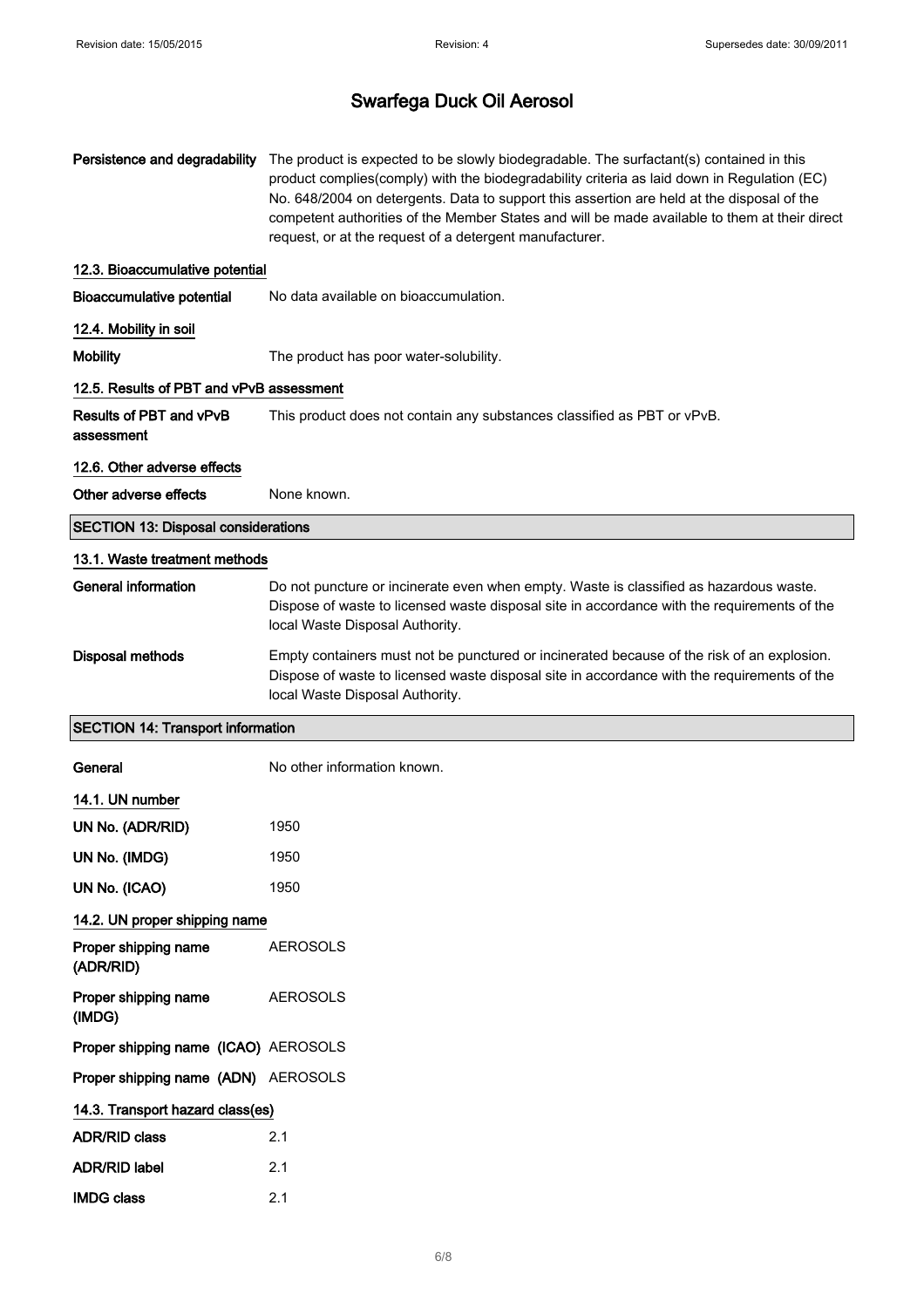# Swarfega Duck Oil Aerosol

**Persistence and degradability** The product is expected to be slowly biodegradable. The surfactant(s) contained in this product complies(comply) with the biodegradability criteria as laid down in Regulation (EC) No. 648/2004 on detergents. Data to support this assertion are held at the disposal of the competent authorities of the Member States and will be made available to them at their direct request, or at the request of a detergent manufacturer.

### 12.3. Bioaccumulative potential

**Bioaccumulative potential** No data available on bioaccumulation.

### 12.4. Mobility in soil

**Mobility** The product has poor water-solubility.

### 12.5. Results of PBT and vPvB assessment

**Results of PBT and vPvB assessment** This product does not contain any substances classified as PBT or vPvB.

### 12.6. Other adverse effects

**Other adverse effects** None known.

## SECTION 13: Disposal considerations

### 13.1. Waste treatment methods

**General information** Do not puncture or incinerate even when empty. Waste is classified as hazardous waste. Dispose of waste to licensed waste disposal site in accordance with the requirements of the local Waste Disposal Authority.

**Disposal methods** Empty containers must not be punctured or incinerated because of the risk of an explosion. Dispose of waste to licensed waste disposal site in accordance with the requirements of the local Waste Disposal Authority.

## SECTION 14: Transport information

**General** No other information known.

### 14.1. UN number

**UN No. (ADR/RID)** 1950

**UN No. (IMDG)** 1950

**UN No. (ICAO)** 1950

### 14.2. UN proper shipping name

**Proper shipping name (ADR/RID)** AEROSOLS

**Proper shipping name (IMDG)** AEROSOLS

**Proper shipping name (ICAO)** AEROSOLS

**Proper shipping name (ADN)** AEROSOLS

### 14.3. Transport hazard class(es)

**ADR/RID class** 2.1

**ADR/RID label** 2.1

**IMDG class** 2.1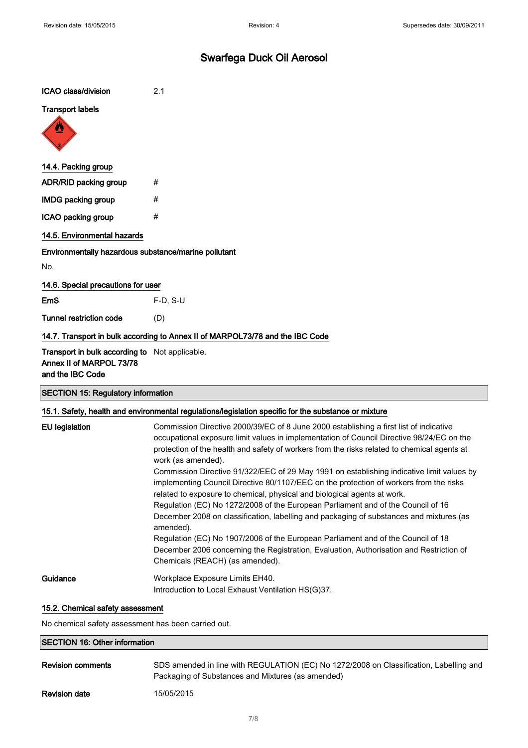# Swarfega Duck Oil Aerosol

**ICAO class/division** 2.1

**Transport labels**

## 14.4. Packing group

| | |
|---|---|
| **ADR/RID packing group** | # |
| **IMDG packing group** | # |
| **ICAO packing group** | # |

## 14.5. Environmental hazards

**Environmentally hazardous substance/marine pollutant**

No.

## 14.6. Special precautions for user

| | |
|---|---|
| **EmS** | F-D, S-U |
| **Tunnel restriction code** | (D) |

## 14.7. Transport in bulk according to Annex II of MARPOL73/78 and the IBC Code

**Transport in bulk according to Annex II of MARPOL 73/78 and the IBC Code** Not applicable.

## SECTION 15: Regulatory information

### 15.1. Safety, health and environmental regulations/legislation specific for the substance or mixture

**EU legislation**

Commission Directive 2000/39/EC of 8 June 2000 establishing a first list of indicative occupational exposure limit values in implementation of Council Directive 98/24/EC on the protection of the health and safety of workers from the risks related to chemical agents at work (as amended).

Commission Directive 91/322/EEC of 29 May 1991 on establishing indicative limit values by implementing Council Directive 80/1107/EEC on the protection of workers from the risks related to exposure to chemical, physical and biological agents at work.

Regulation (EC) No 1272/2008 of the European Parliament and of the Council of 16 December 2008 on classification, labelling and packaging of substances and mixtures (as amended).

Regulation (EC) No 1907/2006 of the European Parliament and of the Council of 18 December 2006 concerning the Registration, Evaluation, Authorisation and Restriction of Chemicals (REACH) (as amended).

**Guidance**

Workplace Exposure Limits EH40.
Introduction to Local Exhaust Ventilation HS(G)37.

### 15.2. Chemical safety assessment

No chemical safety assessment has been carried out.

## SECTION 16: Other information

**Revision comments** SDS amended in line with REGULATION (EC) No 1272/2008 on Classification, Labelling and Packaging of Substances and Mixtures (as amended)

**Revision date** 15/05/2015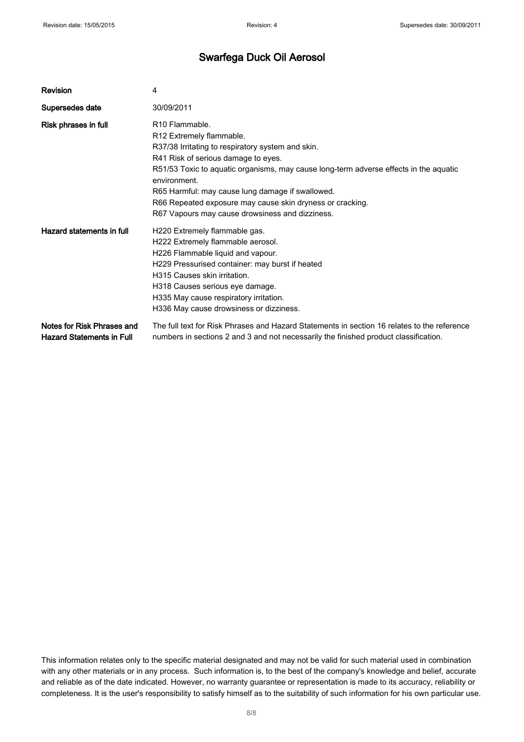# Swarfega Duck Oil Aerosol

| | |
|---|---|
| **Revision** | 4 |
| **Supersedes date** | 30/09/2011 |
| **Risk phrases in full** | R10 Flammable.<br>R12 Extremely flammable.<br>R37/38 Irritating to respiratory system and skin.<br>R41 Risk of serious damage to eyes.<br>R51/53 Toxic to aquatic organisms, may cause long-term adverse effects in the aquatic environment.<br>R65 Harmful: may cause lung damage if swallowed.<br>R66 Repeated exposure may cause skin dryness or cracking.<br>R67 Vapours may cause drowsiness and dizziness. |
| **Hazard statements in full** | H220 Extremely flammable gas.<br>H222 Extremely flammable aerosol.<br>H226 Flammable liquid and vapour.<br>H229 Pressurised container: may burst if heated<br>H315 Causes skin irritation.<br>H318 Causes serious eye damage.<br>H335 May cause respiratory irritation.<br>H336 May cause drowsiness or dizziness. |
| **Notes for Risk Phrases and Hazard Statements in Full** | The full text for Risk Phrases and Hazard Statements in section 16 relates to the reference numbers in sections 2 and 3 and not necessarily the finished product classification. |

This information relates only to the specific material designated and may not be valid for such material used in combination with any other materials or in any process. Such information is, to the best of the company's knowledge and belief, accurate and reliable as of the date indicated. However, no warranty guarantee or representation is made to its accuracy, reliability or completeness. It is the user's responsibility to satisfy himself as to the suitability of such information for his own particular use.